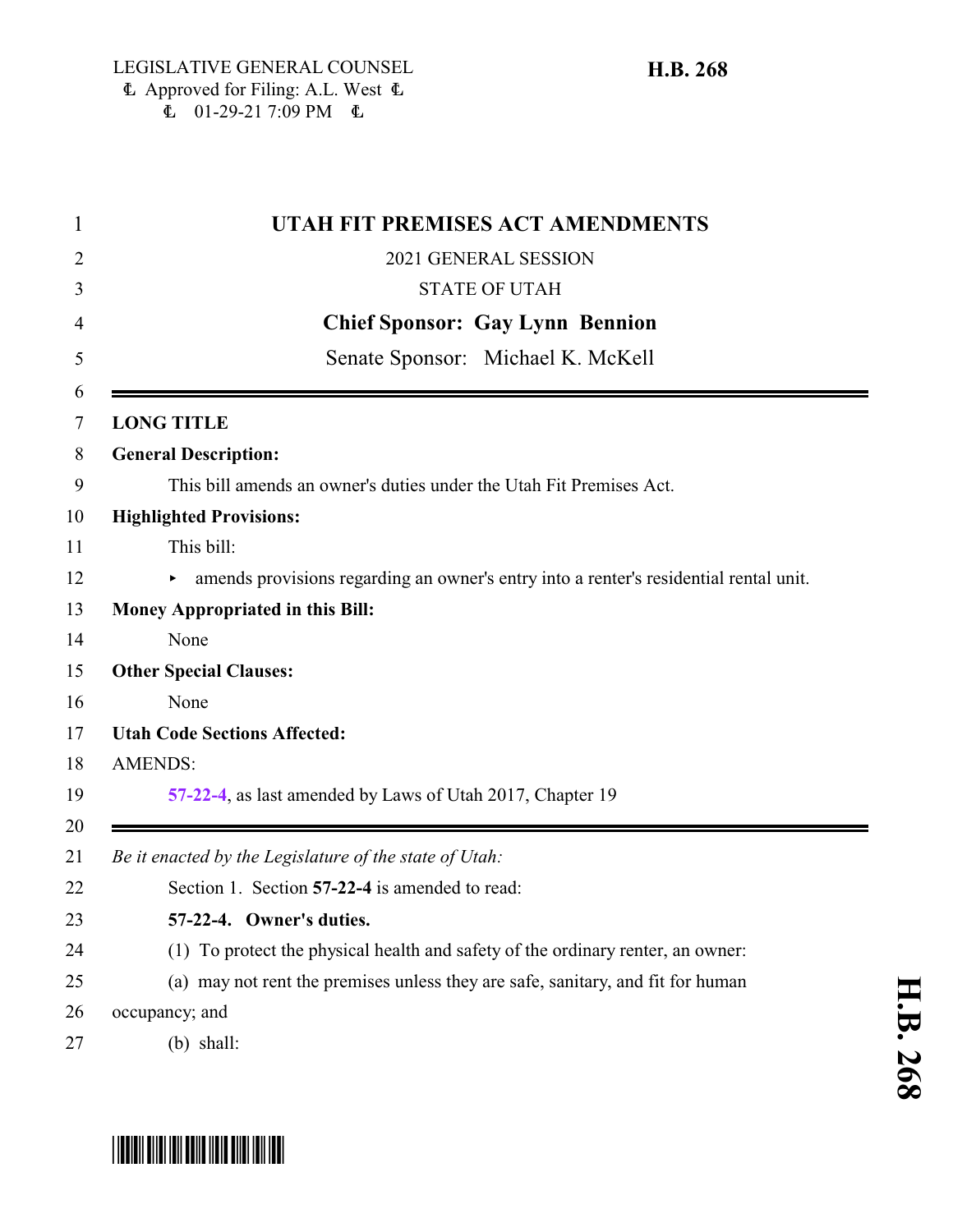LEGISLATIVE GENERAL COUNSEL
Approved for Filing: A.L. West
01-29-21 7:09 PM

**H.B. 268**

# UTAH FIT PREMISES ACT AMENDMENTS

2021 GENERAL SESSION

STATE OF UTAH

**Chief Sponsor: Gay Lynn Bennion**

Senate Sponsor: Michael K. McKell

---

**LONG TITLE**

**General Description:**

This bill amends an owner's duties under the Utah Fit Premises Act.

**Highlighted Provisions:**

This bill:

- amends provisions regarding an owner's entry into a renter's residential rental unit.

**Money Appropriated in this Bill:**

None

**Other Special Clauses:**

None

**Utah Code Sections Affected:**

AMENDS:

**57-22-4**, as last amended by Laws of Utah 2017, Chapter 19

---

*Be it enacted by the Legislature of the state of Utah:*

Section 1. Section **57-22-4** is amended to read:

**57-22-4. Owner's duties.**

(1) To protect the physical health and safety of the ordinary renter, an owner:

(a) may not rent the premises unless they are safe, sanitary, and fit for human occupancy; and

(b) shall: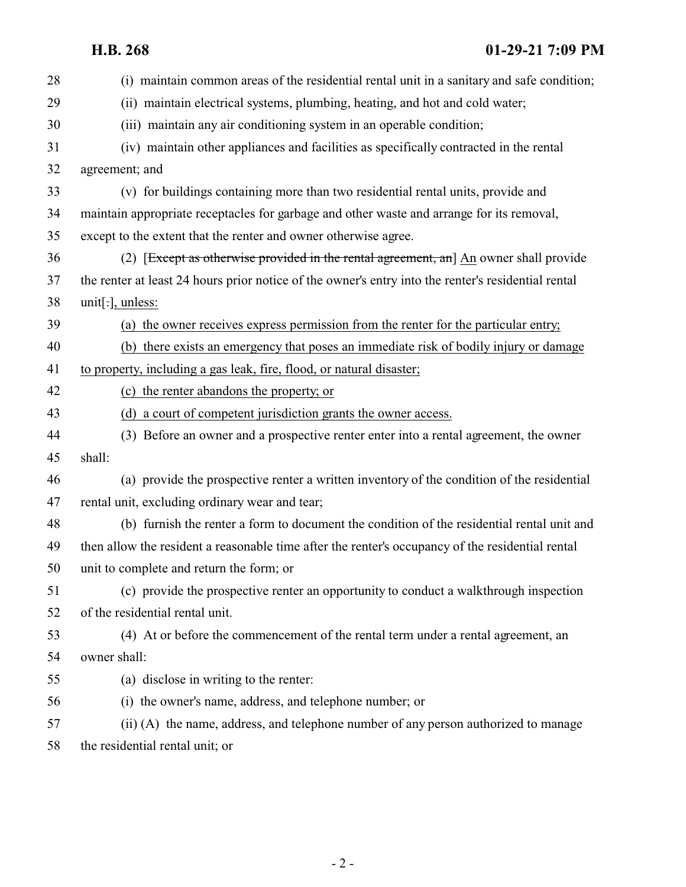(i) maintain common areas of the residential rental unit in a sanitary and safe condition;

(ii) maintain electrical systems, plumbing, heating, and hot and cold water;

(iii) maintain any air conditioning system in an operable condition;

(iv) maintain other appliances and facilities as specifically contracted in the rental agreement; and

(v) for buildings containing more than two residential rental units, provide and maintain appropriate receptacles for garbage and other waste and arrange for its removal, except to the extent that the renter and owner otherwise agree.

(2) [~~Except as otherwise provided in the rental agreement, an~~] An owner shall provide the renter at least 24 hours prior notice of the owner's entry into the renter's residential rental unit[~~.~~], unless:

(a) the owner receives express permission from the renter for the particular entry;

(b) there exists an emergency that poses an immediate risk of bodily injury or damage to property, including a gas leak, fire, flood, or natural disaster;

(c) the renter abandons the property; or

(d) a court of competent jurisdiction grants the owner access.

(3) Before an owner and a prospective renter enter into a rental agreement, the owner shall:

(a) provide the prospective renter a written inventory of the condition of the residential rental unit, excluding ordinary wear and tear;

(b) furnish the renter a form to document the condition of the residential rental unit and then allow the resident a reasonable time after the renter's occupancy of the residential rental unit to complete and return the form; or

(c) provide the prospective renter an opportunity to conduct a walkthrough inspection of the residential rental unit.

(4) At or before the commencement of the rental term under a rental agreement, an owner shall:

(a) disclose in writing to the renter:

(i) the owner's name, address, and telephone number; or

(ii) (A) the name, address, and telephone number of any person authorized to manage the residential rental unit; or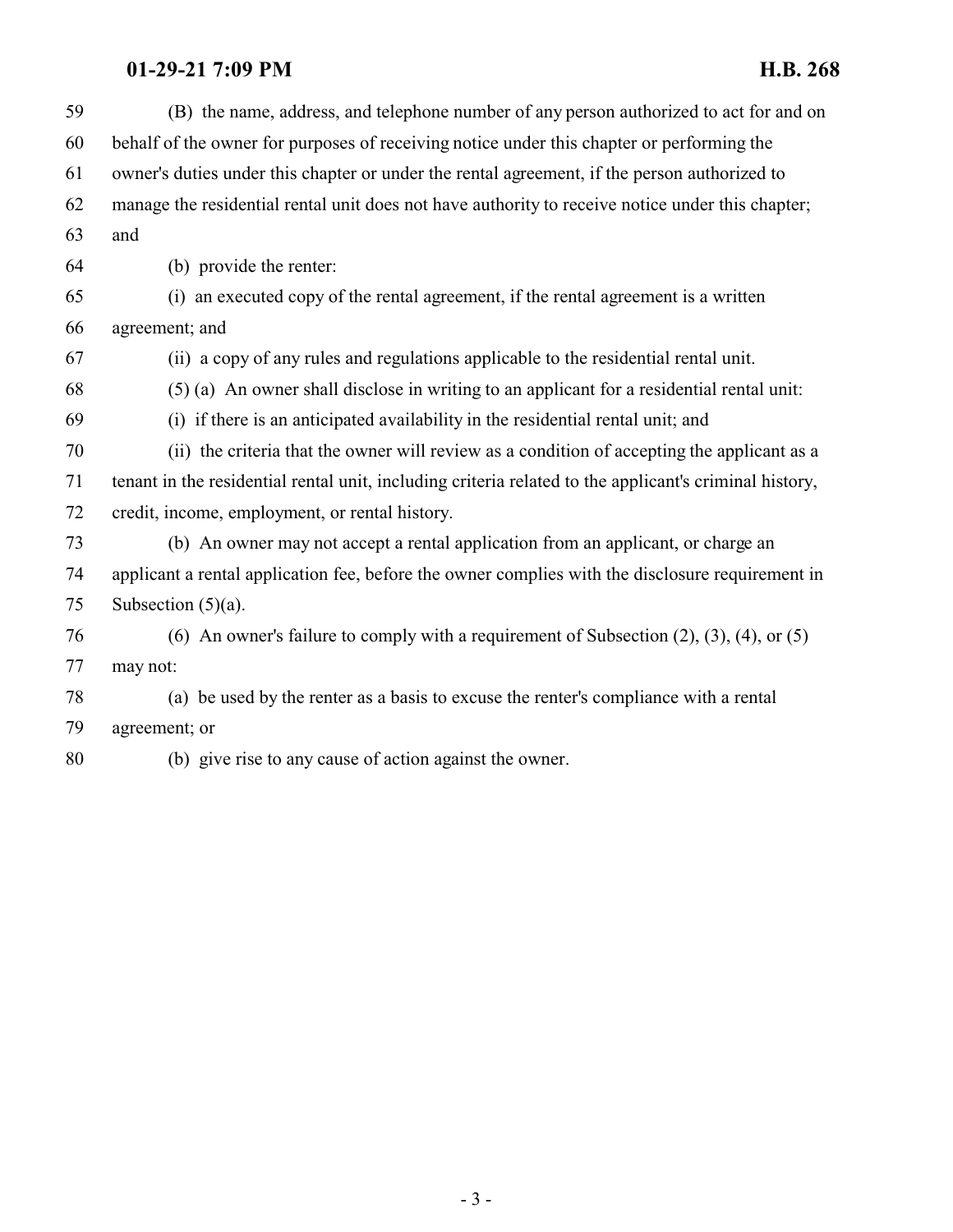(B) the name, address, and telephone number of any person authorized to act for and on behalf of the owner for purposes of receiving notice under this chapter or performing the owner's duties under this chapter or under the rental agreement, if the person authorized to manage the residential rental unit does not have authority to receive notice under this chapter; and

(b) provide the renter:

(i) an executed copy of the rental agreement, if the rental agreement is a written agreement; and

(ii) a copy of any rules and regulations applicable to the residential rental unit.

(5) (a) An owner shall disclose in writing to an applicant for a residential rental unit:

(i) if there is an anticipated availability in the residential rental unit; and

(ii) the criteria that the owner will review as a condition of accepting the applicant as a tenant in the residential rental unit, including criteria related to the applicant's criminal history, credit, income, employment, or rental history.

(b) An owner may not accept a rental application from an applicant, or charge an applicant a rental application fee, before the owner complies with the disclosure requirement in Subsection (5)(a).

(6) An owner's failure to comply with a requirement of Subsection (2), (3), (4), or (5) may not:

(a) be used by the renter as a basis to excuse the renter's compliance with a rental agreement; or

(b) give rise to any cause of action against the owner.